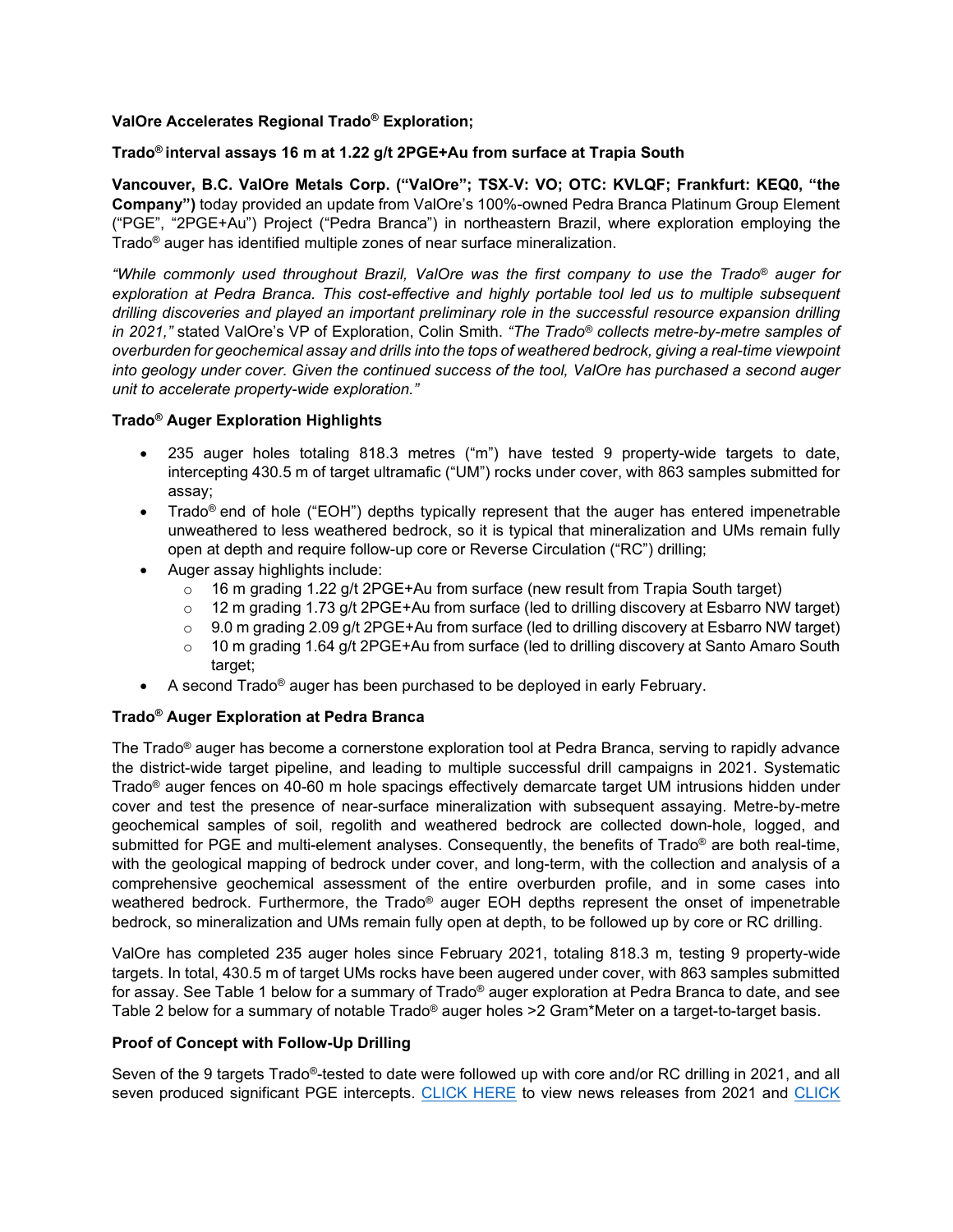**ValOre Accelerates Regional Trado® Exploration;**

**Trado® interval assays 16 m at 1.22 g/t 2PGE+Au from surface at Trapia South**

**Vancouver, B.C. ValOre Metals Corp. ("ValOre"; TSX-V: VO; OTC: KVLQF; Frankfurt: KEQ0, "the Company")** today provided an update from ValOre's 100%-owned Pedra Branca Platinum Group Element ("PGE", "2PGE+Au") Project ("Pedra Branca") in northeastern Brazil, where exploration employing the Trado® auger has identified multiple zones of near surface mineralization.

*"While commonly used throughout Brazil, ValOre was the first company to use the Trado® auger for exploration at Pedra Branca. This cost-effective and highly portable tool led us to multiple subsequent drilling discoveries and played an important preliminary role in the successful resource expansion drilling in 2021,"* stated ValOre's VP of Exploration, Colin Smith. *"The Trado® collects metre-by-metre samples of overburden for geochemical assay and drills into the tops of weathered bedrock, giving a real-time viewpoint into geology under cover. Given the continued success of the tool, ValOre has purchased a second auger unit to accelerate property-wide exploration."*

**Trado® Auger Exploration Highlights**

- 235 auger holes totaling 818.3 metres ("m") have tested 9 property-wide targets to date, intercepting 430.5 m of target ultramafic ("UM") rocks under cover, with 863 samples submitted for assay;
- Trado® end of hole ("EOH") depths typically represent that the auger has entered impenetrable unweathered to less weathered bedrock, so it is typical that mineralization and UMs remain fully open at depth and require follow-up core or Reverse Circulation ("RC") drilling;
- Auger assay highlights include:
  - 16 m grading 1.22 g/t 2PGE+Au from surface (new result from Trapia South target)
  - 12 m grading 1.73 g/t 2PGE+Au from surface (led to drilling discovery at Esbarro NW target)
  - 9.0 m grading 2.09 g/t 2PGE+Au from surface (led to drilling discovery at Esbarro NW target)
  - 10 m grading 1.64 g/t 2PGE+Au from surface (led to drilling discovery at Santo Amaro South target;
- A second Trado® auger has been purchased to be deployed in early February.

**Trado® Auger Exploration at Pedra Branca**

The Trado® auger has become a cornerstone exploration tool at Pedra Branca, serving to rapidly advance the district-wide target pipeline, and leading to multiple successful drill campaigns in 2021. Systematic Trado® auger fences on 40-60 m hole spacings effectively demarcate target UM intrusions hidden under cover and test the presence of near-surface mineralization with subsequent assaying. Metre-by-metre geochemical samples of soil, regolith and weathered bedrock are collected down-hole, logged, and submitted for PGE and multi-element analyses. Consequently, the benefits of Trado® are both real-time, with the geological mapping of bedrock under cover, and long-term, with the collection and analysis of a comprehensive geochemical assessment of the entire overburden profile, and in some cases into weathered bedrock. Furthermore, the Trado® auger EOH depths represent the onset of impenetrable bedrock, so mineralization and UMs remain fully open at depth, to be followed up by core or RC drilling.

ValOre has completed 235 auger holes since February 2021, totaling 818.3 m, testing 9 property-wide targets. In total, 430.5 m of target UMs rocks have been augered under cover, with 863 samples submitted for assay. See Table 1 below for a summary of Trado® auger exploration at Pedra Branca to date, and see Table 2 below for a summary of notable Trado® auger holes >2 Gram*Meter on a target-to-target basis.

**Proof of Concept with Follow-Up Drilling**

Seven of the 9 targets Trado®-tested to date were followed up with core and/or RC drilling in 2021, and all seven produced significant PGE intercepts. CLICK HERE to view news releases from 2021 and CLICK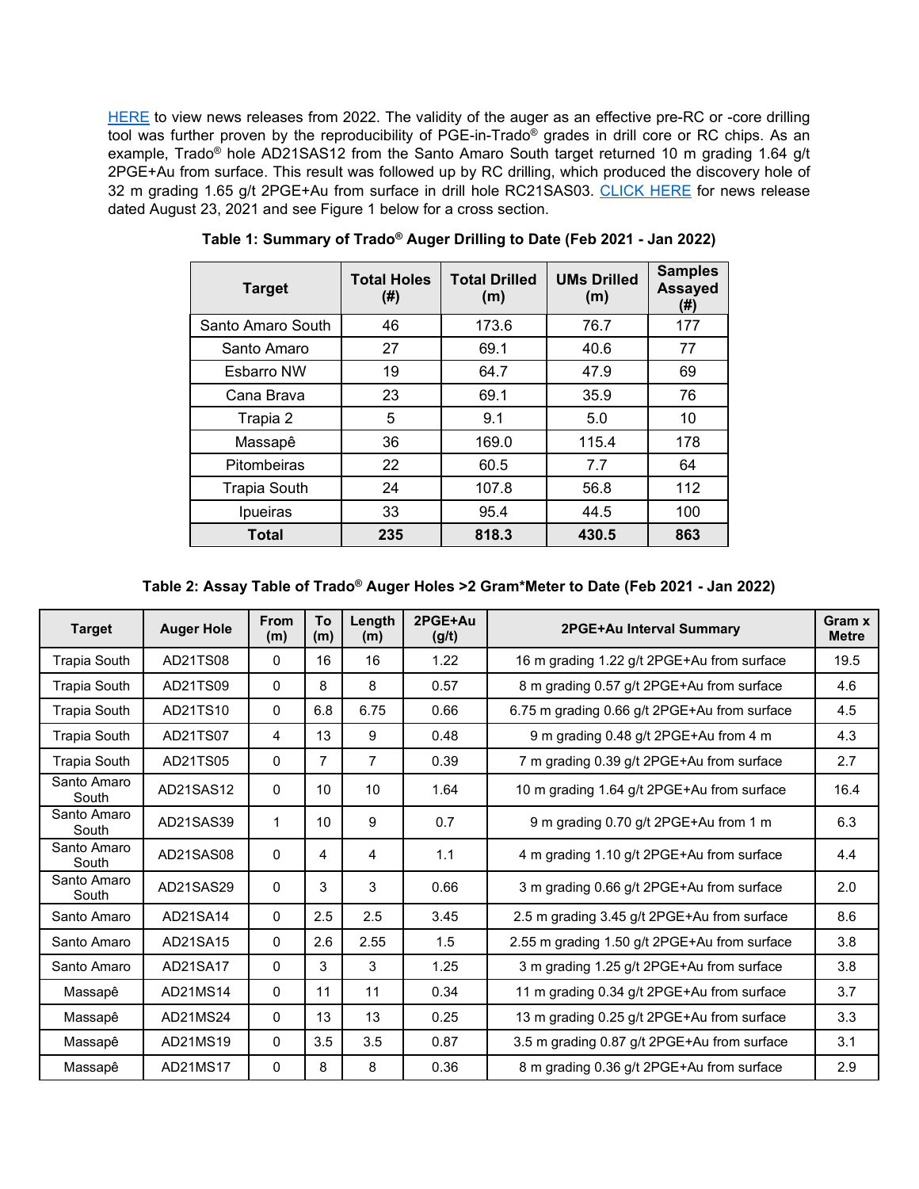HERE to view news releases from 2022. The validity of the auger as an effective pre-RC or -core drilling tool was further proven by the reproducibility of PGE-in-Trado® grades in drill core or RC chips. As an example, Trado® hole AD21SAS12 from the Santo Amaro South target returned 10 m grading 1.64 g/t 2PGE+Au from surface. This result was followed up by RC drilling, which produced the discovery hole of 32 m grading 1.65 g/t 2PGE+Au from surface in drill hole RC21SAS03. CLICK HERE for news release dated August 23, 2021 and see Figure 1 below for a cross section.

**Table 1: Summary of Trado® Auger Drilling to Date (Feb 2021 - Jan 2022)**

| Target | Total Holes (#) | Total Drilled (m) | UMs Drilled (m) | Samples Assayed (#) |
|---|---|---|---|---|
| Santo Amaro South | 46 | 173.6 | 76.7 | 177 |
| Santo Amaro | 27 | 69.1 | 40.6 | 77 |
| Esbarro NW | 19 | 64.7 | 47.9 | 69 |
| Cana Brava | 23 | 69.1 | 35.9 | 76 |
| Trapia 2 | 5 | 9.1 | 5.0 | 10 |
| Massapê | 36 | 169.0 | 115.4 | 178 |
| Pitombeiras | 22 | 60.5 | 7.7 | 64 |
| Trapia South | 24 | 107.8 | 56.8 | 112 |
| Ipueiras | 33 | 95.4 | 44.5 | 100 |
| **Total** | **235** | **818.3** | **430.5** | **863** |

**Table 2: Assay Table of Trado® Auger Holes >2 Gram*Meter to Date (Feb 2021 - Jan 2022)**

| Target | Auger Hole | From (m) | To (m) | Length (m) | 2PGE+Au (g/t) | 2PGE+Au Interval Summary | Gram x Metre |
|---|---|---|---|---|---|---|---|
| Trapia South | AD21TS08 | 0 | 16 | 16 | 1.22 | 16 m grading 1.22 g/t 2PGE+Au from surface | 19.5 |
| Trapia South | AD21TS09 | 0 | 8 | 8 | 0.57 | 8 m grading 0.57 g/t 2PGE+Au from surface | 4.6 |
| Trapia South | AD21TS10 | 0 | 6.8 | 6.75 | 0.66 | 6.75 m grading 0.66 g/t 2PGE+Au from surface | 4.5 |
| Trapia South | AD21TS07 | 4 | 13 | 9 | 0.48 | 9 m grading 0.48 g/t 2PGE+Au from 4 m | 4.3 |
| Trapia South | AD21TS05 | 0 | 7 | 7 | 0.39 | 7 m grading 0.39 g/t 2PGE+Au from surface | 2.7 |
| Santo Amaro South | AD21SAS12 | 0 | 10 | 10 | 1.64 | 10 m grading 1.64 g/t 2PGE+Au from surface | 16.4 |
| Santo Amaro South | AD21SAS39 | 1 | 10 | 9 | 0.7 | 9 m grading 0.70 g/t 2PGE+Au from 1 m | 6.3 |
| Santo Amaro South | AD21SAS08 | 0 | 4 | 4 | 1.1 | 4 m grading 1.10 g/t 2PGE+Au from surface | 4.4 |
| Santo Amaro South | AD21SAS29 | 0 | 3 | 3 | 0.66 | 3 m grading 0.66 g/t 2PGE+Au from surface | 2.0 |
| Santo Amaro | AD21SA14 | 0 | 2.5 | 2.5 | 3.45 | 2.5 m grading 3.45 g/t 2PGE+Au from surface | 8.6 |
| Santo Amaro | AD21SA15 | 0 | 2.6 | 2.55 | 1.5 | 2.55 m grading 1.50 g/t 2PGE+Au from surface | 3.8 |
| Santo Amaro | AD21SA17 | 0 | 3 | 3 | 1.25 | 3 m grading 1.25 g/t 2PGE+Au from surface | 3.8 |
| Massapê | AD21MS14 | 0 | 11 | 11 | 0.34 | 11 m grading 0.34 g/t 2PGE+Au from surface | 3.7 |
| Massapê | AD21MS24 | 0 | 13 | 13 | 0.25 | 13 m grading 0.25 g/t 2PGE+Au from surface | 3.3 |
| Massapê | AD21MS19 | 0 | 3.5 | 3.5 | 0.87 | 3.5 m grading 0.87 g/t 2PGE+Au from surface | 3.1 |
| Massapê | AD21MS17 | 0 | 8 | 8 | 0.36 | 8 m grading 0.36 g/t 2PGE+Au from surface | 2.9 |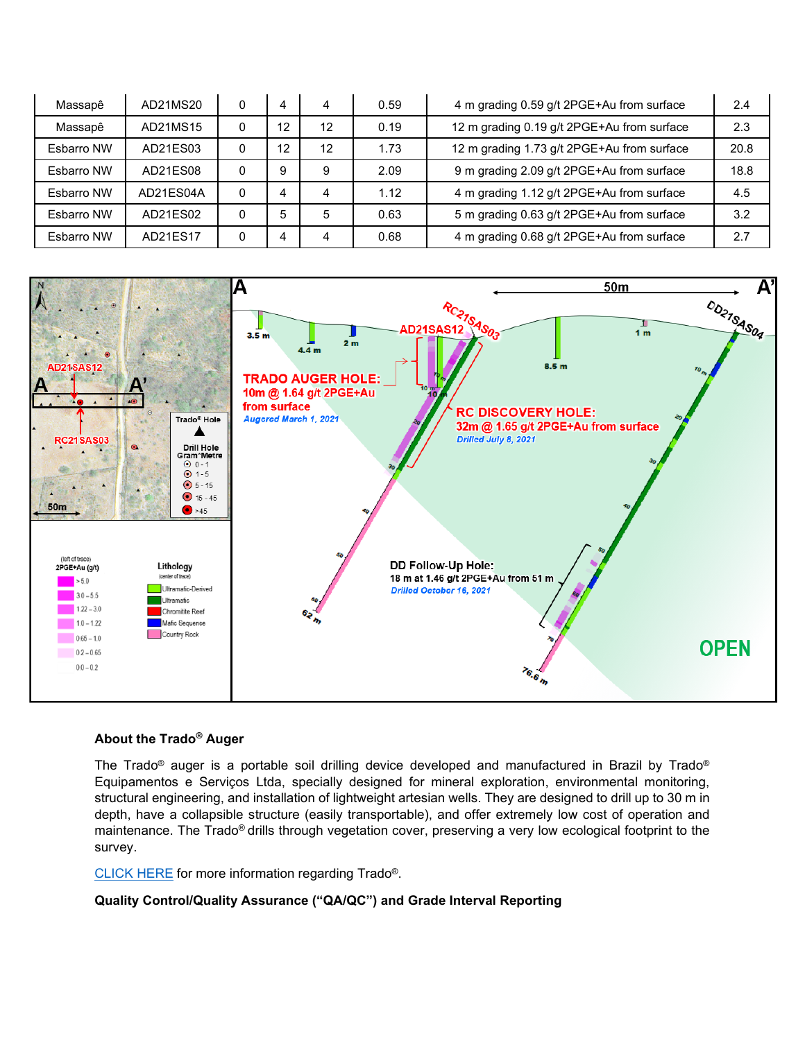| Massapê | AD21MS20 | 0 | 4 | 4 | 0.59 | 4 m grading 0.59 g/t 2PGE+Au from surface | 2.4 |
|---|---|---|---|---|---|---|---|
| Massapê | AD21MS15 | 0 | 12 | 12 | 0.19 | 12 m grading 0.19 g/t 2PGE+Au from surface | 2.3 |
| Esbarro NW | AD21ES03 | 0 | 12 | 12 | 1.73 | 12 m grading 1.73 g/t 2PGE+Au from surface | 20.8 |
| Esbarro NW | AD21ES08 | 0 | 9 | 9 | 2.09 | 9 m grading 2.09 g/t 2PGE+Au from surface | 18.8 |
| Esbarro NW | AD21ES04A | 0 | 4 | 4 | 1.12 | 4 m grading 1.12 g/t 2PGE+Au from surface | 4.5 |
| Esbarro NW | AD21ES02 | 0 | 5 | 5 | 0.63 | 5 m grading 0.63 g/t 2PGE+Au from surface | 3.2 |
| Esbarro NW | AD21ES17 | 0 | 4 | 4 | 0.68 | 4 m grading 0.68 g/t 2PGE+Au from surface | 2.7 |

**About the Trado® Auger**

The Trado® auger is a portable soil drilling device developed and manufactured in Brazil by Trado® Equipamentos e Serviços Ltda, specially designed for mineral exploration, environmental monitoring, structural engineering, and installation of lightweight artesian wells. They are designed to drill up to 30 m in depth, have a collapsible structure (easily transportable), and offer extremely low cost of operation and maintenance. The Trado® drills through vegetation cover, preserving a very low ecological footprint to the survey.

CLICK HERE for more information regarding Trado®.

**Quality Control/Quality Assurance ("QA/QC") and Grade Interval Reporting**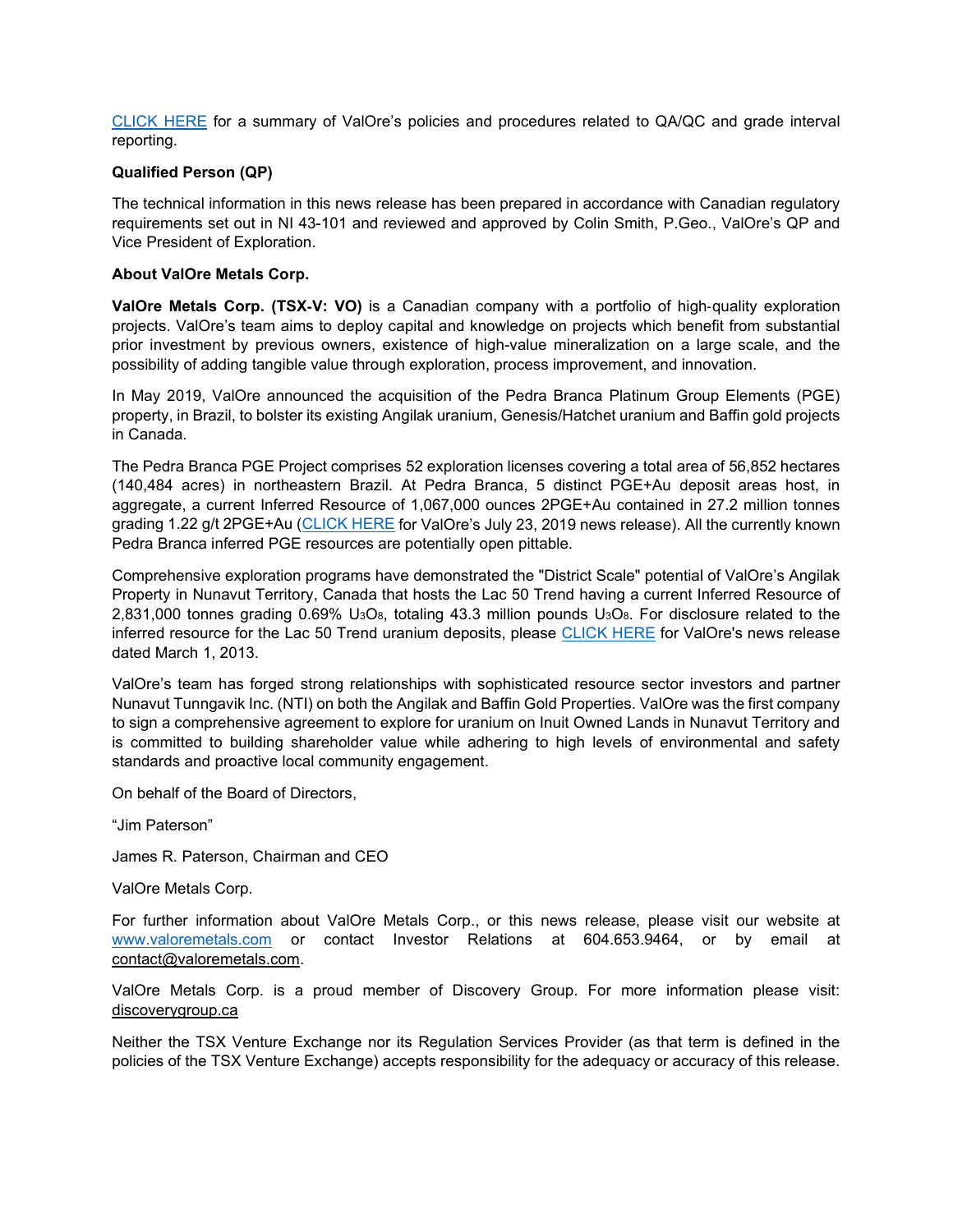CLICK HERE for a summary of ValOre's policies and procedures related to QA/QC and grade interval reporting.

**Qualified Person (QP)**

The technical information in this news release has been prepared in accordance with Canadian regulatory requirements set out in NI 43-101 and reviewed and approved by Colin Smith, P.Geo., ValOre's QP and Vice President of Exploration.

**About ValOre Metals Corp.**

**ValOre Metals Corp. (TSX-V: VO)** is a Canadian company with a portfolio of high-quality exploration projects. ValOre's team aims to deploy capital and knowledge on projects which benefit from substantial prior investment by previous owners, existence of high-value mineralization on a large scale, and the possibility of adding tangible value through exploration, process improvement, and innovation.

In May 2019, ValOre announced the acquisition of the Pedra Branca Platinum Group Elements (PGE) property, in Brazil, to bolster its existing Angilak uranium, Genesis/Hatchet uranium and Baffin gold projects in Canada.

The Pedra Branca PGE Project comprises 52 exploration licenses covering a total area of 56,852 hectares (140,484 acres) in northeastern Brazil. At Pedra Branca, 5 distinct PGE+Au deposit areas host, in aggregate, a current Inferred Resource of 1,067,000 ounces 2PGE+Au contained in 27.2 million tonnes grading 1.22 g/t 2PGE+Au (CLICK HERE for ValOre's July 23, 2019 news release). All the currently known Pedra Branca inferred PGE resources are potentially open pittable.

Comprehensive exploration programs have demonstrated the "District Scale" potential of ValOre's Angilak Property in Nunavut Territory, Canada that hosts the Lac 50 Trend having a current Inferred Resource of 2,831,000 tonnes grading 0.69% $U_3O_8$, totaling 43.3 million pounds $U_3O_8$. For disclosure related to the inferred resource for the Lac 50 Trend uranium deposits, please CLICK HERE for ValOre's news release dated March 1, 2013.

ValOre's team has forged strong relationships with sophisticated resource sector investors and partner Nunavut Tunngavik Inc. (NTI) on both the Angilak and Baffin Gold Properties. ValOre was the first company to sign a comprehensive agreement to explore for uranium on Inuit Owned Lands in Nunavut Territory and is committed to building shareholder value while adhering to high levels of environmental and safety standards and proactive local community engagement.

On behalf of the Board of Directors,

"Jim Paterson"

James R. Paterson, Chairman and CEO

ValOre Metals Corp.

For further information about ValOre Metals Corp., or this news release, please visit our website at www.valoremetals.com or contact Investor Relations at 604.653.9464, or by email at contact@valoremetals.com.

ValOre Metals Corp. is a proud member of Discovery Group. For more information please visit: discoverygroup.ca

Neither the TSX Venture Exchange nor its Regulation Services Provider (as that term is defined in the policies of the TSX Venture Exchange) accepts responsibility for the adequacy or accuracy of this release.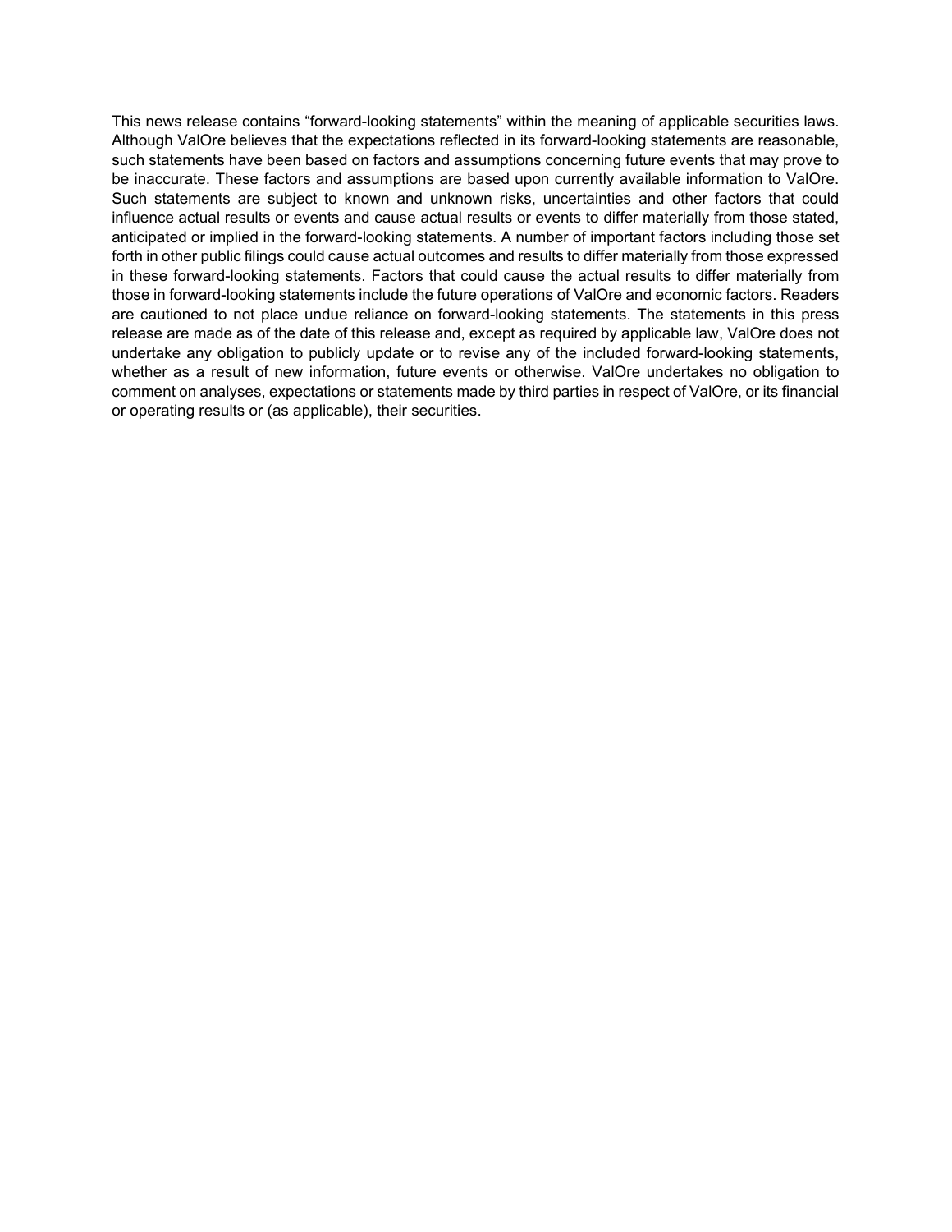This news release contains "forward-looking statements" within the meaning of applicable securities laws. Although ValOre believes that the expectations reflected in its forward-looking statements are reasonable, such statements have been based on factors and assumptions concerning future events that may prove to be inaccurate. These factors and assumptions are based upon currently available information to ValOre. Such statements are subject to known and unknown risks, uncertainties and other factors that could influence actual results or events and cause actual results or events to differ materially from those stated, anticipated or implied in the forward-looking statements. A number of important factors including those set forth in other public filings could cause actual outcomes and results to differ materially from those expressed in these forward-looking statements. Factors that could cause the actual results to differ materially from those in forward-looking statements include the future operations of ValOre and economic factors. Readers are cautioned to not place undue reliance on forward-looking statements. The statements in this press release are made as of the date of this release and, except as required by applicable law, ValOre does not undertake any obligation to publicly update or to revise any of the included forward-looking statements, whether as a result of new information, future events or otherwise. ValOre undertakes no obligation to comment on analyses, expectations or statements made by third parties in respect of ValOre, or its financial or operating results or (as applicable), their securities.